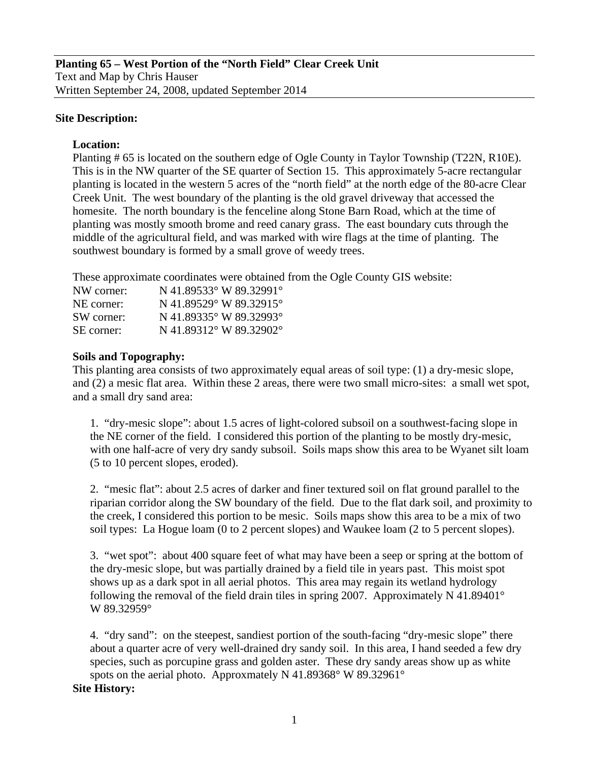**Planting 65 – West Portion of the "North Field" Clear Creek Unit**
Text and Map by Chris Hauser
Written September 24, 2008, updated September 2014

## Site Description:

### Location:

Planting # 65 is located on the southern edge of Ogle County in Taylor Township (T22N, R10E). This is in the NW quarter of the SE quarter of Section 15. This approximately 5-acre rectangular planting is located in the western 5 acres of the "north field" at the north edge of the 80-acre Clear Creek Unit. The west boundary of the planting is the old gravel driveway that accessed the homesite. The north boundary is the fenceline along Stone Barn Road, which at the time of planting was mostly smooth brome and reed canary grass. The east boundary cuts through the middle of the agricultural field, and was marked with wire flags at the time of planting. The southwest boundary is formed by a small grove of weedy trees.

These approximate coordinates were obtained from the Ogle County GIS website:

| | |
|---|---|
| NW corner: | N 41.89533° W 89.32991° |
| NE corner: | N 41.89529° W 89.32915° |
| SW corner: | N 41.89335° W 89.32993° |
| SE corner: | N 41.89312° W 89.32902° |

### Soils and Topography:

This planting area consists of two approximately equal areas of soil type: (1) a dry-mesic slope, and (2) a mesic flat area. Within these 2 areas, there were two small micro-sites: a small wet spot, and a small dry sand area:

1. "dry-mesic slope": about 1.5 acres of light-colored subsoil on a southwest-facing slope in the NE corner of the field. I considered this portion of the planting to be mostly dry-mesic, with one half-acre of very dry sandy subsoil. Soils maps show this area to be Wyanet silt loam (5 to 10 percent slopes, eroded).

2. "mesic flat": about 2.5 acres of darker and finer textured soil on flat ground parallel to the riparian corridor along the SW boundary of the field. Due to the flat dark soil, and proximity to the creek, I considered this portion to be mesic. Soils maps show this area to be a mix of two soil types: La Hogue loam (0 to 2 percent slopes) and Waukee loam (2 to 5 percent slopes).

3. "wet spot": about 400 square feet of what may have been a seep or spring at the bottom of the dry-mesic slope, but was partially drained by a field tile in years past. This moist spot shows up as a dark spot in all aerial photos. This area may regain its wetland hydrology following the removal of the field drain tiles in spring 2007. Approximately N 41.89401° W 89.32959°

4. "dry sand": on the steepest, sandiest portion of the south-facing "dry-mesic slope" there about a quarter acre of very well-drained dry sandy soil. In this area, I hand seeded a few dry species, such as porcupine grass and golden aster. These dry sandy areas show up as white spots on the aerial photo. Approxmately N 41.89368° W 89.32961°

## Site History: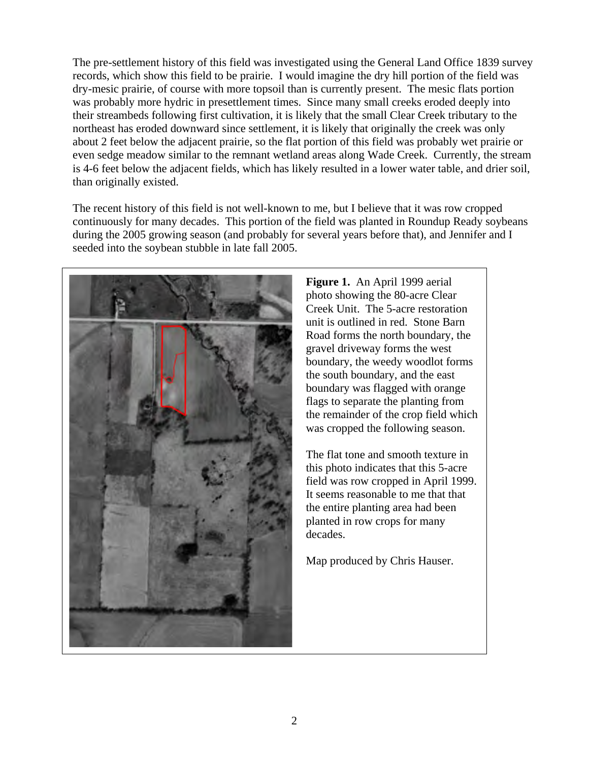The pre-settlement history of this field was investigated using the General Land Office 1839 survey records, which show this field to be prairie. I would imagine the dry hill portion of the field was dry-mesic prairie, of course with more topsoil than is currently present. The mesic flats portion was probably more hydric in presettlement times. Since many small creeks eroded deeply into their streambeds following first cultivation, it is likely that the small Clear Creek tributary to the northeast has eroded downward since settlement, it is likely that originally the creek was only about 2 feet below the adjacent prairie, so the flat portion of this field was probably wet prairie or even sedge meadow similar to the remnant wetland areas along Wade Creek. Currently, the stream is 4-6 feet below the adjacent fields, which has likely resulted in a lower water table, and drier soil, than originally existed.

The recent history of this field is not well-known to me, but I believe that it was row cropped continuously for many decades. This portion of the field was planted in Roundup Ready soybeans during the 2005 growing season (and probably for several years before that), and Jennifer and I seeded into the soybean stubble in late fall 2005.

**Figure 1.** An April 1999 aerial photo showing the 80-acre Clear Creek Unit. The 5-acre restoration unit is outlined in red. Stone Barn Road forms the north boundary, the gravel driveway forms the west boundary, the weedy woodlot forms the south boundary, and the east boundary was flagged with orange flags to separate the planting from the remainder of the crop field which was cropped the following season.

The flat tone and smooth texture in this photo indicates that this 5-acre field was row cropped in April 1999. It seems reasonable to me that that the entire planting area had been planted in row crops for many decades.

Map produced by Chris Hauser.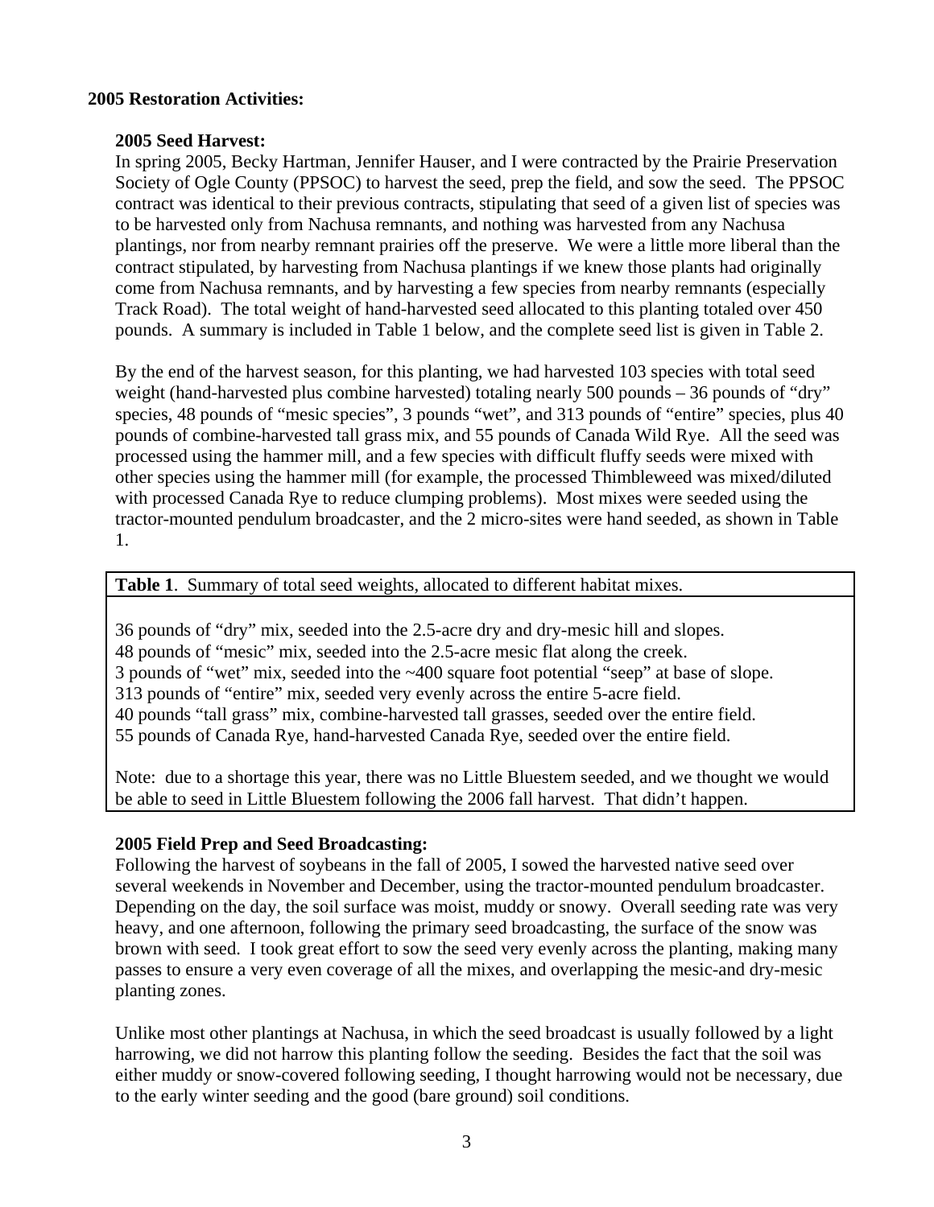**2005 Restoration Activities:**

**2005 Seed Harvest:**

In spring 2005, Becky Hartman, Jennifer Hauser, and I were contracted by the Prairie Preservation Society of Ogle County (PPSOC) to harvest the seed, prep the field, and sow the seed. The PPSOC contract was identical to their previous contracts, stipulating that seed of a given list of species was to be harvested only from Nachusa remnants, and nothing was harvested from any Nachusa plantings, nor from nearby remnant prairies off the preserve. We were a little more liberal than the contract stipulated, by harvesting from Nachusa plantings if we knew those plants had originally come from Nachusa remnants, and by harvesting a few species from nearby remnants (especially Track Road). The total weight of hand-harvested seed allocated to this planting totaled over 450 pounds. A summary is included in Table 1 below, and the complete seed list is given in Table 2.

By the end of the harvest season, for this planting, we had harvested 103 species with total seed weight (hand-harvested plus combine harvested) totaling nearly 500 pounds – 36 pounds of "dry" species, 48 pounds of "mesic species", 3 pounds "wet", and 313 pounds of "entire" species, plus 40 pounds of combine-harvested tall grass mix, and 55 pounds of Canada Wild Rye. All the seed was processed using the hammer mill, and a few species with difficult fluffy seeds were mixed with other species using the hammer mill (for example, the processed Thimbleweed was mixed/diluted with processed Canada Rye to reduce clumping problems). Most mixes were seeded using the tractor-mounted pendulum broadcaster, and the 2 micro-sites were hand seeded, as shown in Table 1.

**Table 1**. Summary of total seed weights, allocated to different habitat mixes.

36 pounds of "dry" mix, seeded into the 2.5-acre dry and dry-mesic hill and slopes.
48 pounds of "mesic" mix, seeded into the 2.5-acre mesic flat along the creek.
3 pounds of "wet" mix, seeded into the ~400 square foot potential "seep" at base of slope.
313 pounds of "entire" mix, seeded very evenly across the entire 5-acre field.
40 pounds "tall grass" mix, combine-harvested tall grasses, seeded over the entire field.
55 pounds of Canada Rye, hand-harvested Canada Rye, seeded over the entire field.

Note: due to a shortage this year, there was no Little Bluestem seeded, and we thought we would be able to seed in Little Bluestem following the 2006 fall harvest. That didn't happen.

**2005 Field Prep and Seed Broadcasting:**

Following the harvest of soybeans in the fall of 2005, I sowed the harvested native seed over several weekends in November and December, using the tractor-mounted pendulum broadcaster. Depending on the day, the soil surface was moist, muddy or snowy. Overall seeding rate was very heavy, and one afternoon, following the primary seed broadcasting, the surface of the snow was brown with seed. I took great effort to sow the seed very evenly across the planting, making many passes to ensure a very even coverage of all the mixes, and overlapping the mesic-and dry-mesic planting zones.

Unlike most other plantings at Nachusa, in which the seed broadcast is usually followed by a light harrowing, we did not harrow this planting follow the seeding. Besides the fact that the soil was either muddy or snow-covered following seeding, I thought harrowing would not be necessary, due to the early winter seeding and the good (bare ground) soil conditions.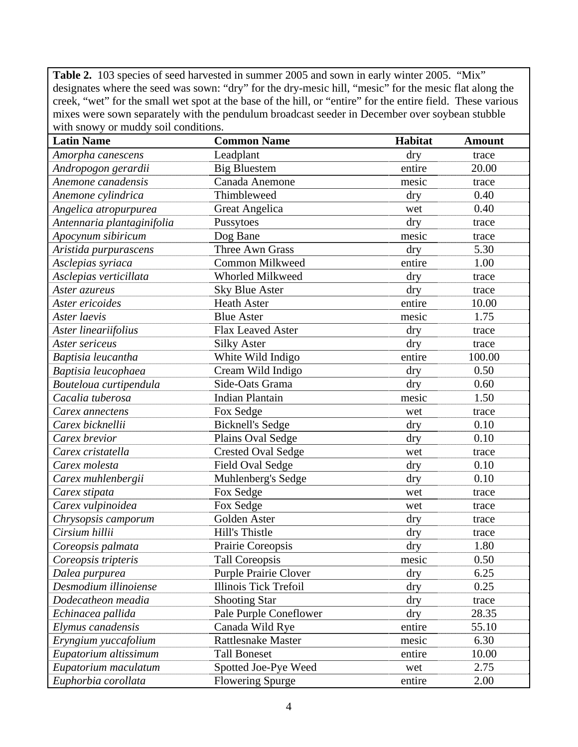**Table 2.** 103 species of seed harvested in summer 2005 and sown in early winter 2005. "Mix" designates where the seed was sown: "dry" for the dry-mesic hill, "mesic" for the mesic flat along the creek, "wet" for the small wet spot at the base of the hill, or "entire" for the entire field. These various mixes were sown separately with the pendulum broadcast seeder in December over soybean stubble with snowy or muddy soil conditions.

| Latin Name | Common Name | Habitat | Amount |
|---|---|---|---|
| *Amorpha canescens* | Leadplant | dry | trace |
| *Andropogon gerardii* | Big Bluestem | entire | 20.00 |
| *Anemone canadensis* | Canada Anemone | mesic | trace |
| *Anemone cylindrica* | Thimbleweed | dry | 0.40 |
| *Angelica atropurpurea* | Great Angelica | wet | 0.40 |
| *Antennaria plantaginifolia* | Pussytoes | dry | trace |
| *Apocynum sibiricum* | Dog Bane | mesic | trace |
| *Aristida purpurascens* | Three Awn Grass | dry | 5.30 |
| *Asclepias syriaca* | Common Milkweed | entire | 1.00 |
| *Asclepias verticillata* | Whorled Milkweed | dry | trace |
| *Aster azureus* | Sky Blue Aster | dry | trace |
| *Aster ericoides* | Heath Aster | entire | 10.00 |
| *Aster laevis* | Blue Aster | mesic | 1.75 |
| *Aster leariifolius* | Flax Leaved Aster | dry | trace |
| *Aster sericeus* | Silky Aster | dry | trace |
| *Baptisia leucantha* | White Wild Indigo | entire | 100.00 |
| *Baptisia leucophaea* | Cream Wild Indigo | dry | 0.50 |
| *Bouteloua curtipendula* | Side-Oats Grama | dry | 0.60 |
| *Cacalia tuberosa* | Indian Plantain | mesic | 1.50 |
| *Carex annectens* | Fox Sedge | wet | trace |
| *Carex bicknellii* | Bicknell's Sedge | dry | 0.10 |
| *Carex brevior* | Plains Oval Sedge | dry | 0.10 |
| *Carex cristatella* | Crested Oval Sedge | wet | trace |
| *Carex molesta* | Field Oval Sedge | dry | 0.10 |
| *Carex muhlenbergii* | Muhlenberg's Sedge | dry | 0.10 |
| *Carex stipata* | Fox Sedge | wet | trace |
| *Carex vulpinoidea* | Fox Sedge | wet | trace |
| *Chrysopsis camporum* | Golden Aster | dry | trace |
| *Cirsium hillii* | Hill's Thistle | dry | trace |
| *Coreopsis palmata* | Prairie Coreopsis | dry | 1.80 |
| *Coreopsis tripteris* | Tall Coreopsis | mesic | 0.50 |
| *Dalea purpurea* | Purple Prairie Clover | dry | 6.25 |
| *Desmodium illinoiense* | Illinois Tick Trefoil | dry | 0.25 |
| *Dodecatheon meadia* | Shooting Star | dry | trace |
| *Echinacea pallida* | Pale Purple Coneflower | dry | 28.35 |
| *Elymus canadensis* | Canada Wild Rye | entire | 55.10 |
| *Eryngium yuccafolium* | Rattlesnake Master | mesic | 6.30 |
| *Eupatorium altissimum* | Tall Boneset | entire | 10.00 |
| *Eupatorium maculatum* | Spotted Joe-Pye Weed | wet | 2.75 |
| *Euphorbia corollata* | Flowering Spurge | entire | 2.00 |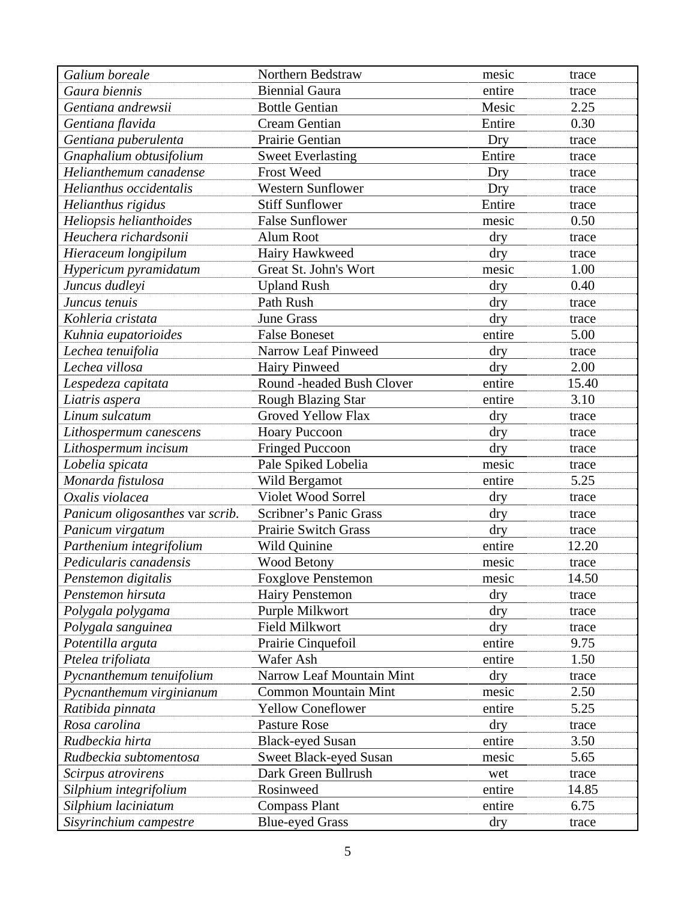| | | | |
|---|---|---|---|
| *Galium boreale* | Northern Bedstraw | mesic | trace |
| *Gaura biennis* | Biennial Gaura | entire | trace |
| *Gentiana andrewsii* | Bottle Gentian | Mesic | 2.25 |
| *Gentiana flavida* | Cream Gentian | Entire | 0.30 |
| *Gentiana puberulenta* | Prairie Gentian | Dry | trace |
| *Gnaphalium obtusifolium* | Sweet Everlasting | Entire | trace |
| *Helianthemum canadense* | Frost Weed | Dry | trace |
| *Helianthus occidentalis* | Western Sunflower | Dry | trace |
| *Helianthus rigidus* | Stiff Sunflower | Entire | trace |
| *Heliopsis helianthoides* | False Sunflower | mesic | 0.50 |
| *Heuchera richardsonii* | Alum Root | dry | trace |
| *Hieraceum longipilum* | Hairy Hawkweed | dry | trace |
| *Hypericum pyramidatum* | Great St. John's Wort | mesic | 1.00 |
| *Juncus dudleyi* | Upland Rush | dry | 0.40 |
| *Juncus tenuis* | Path Rush | dry | trace |
| *Kohleria cristata* | June Grass | dry | trace |
| *Kuhnia eupatorioides* | False Boneset | entire | 5.00 |
| *Lechea tenuifolia* | Narrow Leaf Pinweed | dry | trace |
| *Lechea villosa* | Hairy Pinweed | dry | 2.00 |
| *Lespedeza capitata* | Round -headed Bush Clover | entire | 15.40 |
| *Liatris aspera* | Rough Blazing Star | entire | 3.10 |
| *Linum sulcatum* | Groved Yellow Flax | dry | trace |
| *Lithospermum canescens* | Hoary Puccoon | dry | trace |
| *Lithospermum incisum* | Fringed Puccoon | dry | trace |
| *Lobelia spicata* | Pale Spiked Lobelia | mesic | trace |
| *Monarda fistulosa* | Wild Bergamot | entire | 5.25 |
| *Oxalis violacea* | Violet Wood Sorrel | dry | trace |
| *Panicum oligosanthes* var *scrib.* | Scribner's Panic Grass | dry | trace |
| *Panicum virgatum* | Prairie Switch Grass | dry | trace |
| *Parthenium integrifolium* | Wild Quinine | entire | 12.20 |
| *Pedicularis canadensis* | Wood Betony | mesic | trace |
| *Penstemon digitalis* | Foxglove Penstemon | mesic | 14.50 |
| *Penstemon hirsuta* | Hairy Penstemon | dry | trace |
| *Polygala polygama* | Purple Milkwort | dry | trace |
| *Polygala sanguinea* | Field Milkwort | dry | trace |
| *Potentilla arguta* | Prairie Cinquefoil | entire | 9.75 |
| *Ptelea trifoliata* | Wafer Ash | entire | 1.50 |
| *Pycnanthemum tenuifolium* | Narrow Leaf Mountain Mint | dry | trace |
| *Pycnanthemum virginianum* | Common Mountain Mint | mesic | 2.50 |
| *Ratibida pinnata* | Yellow Coneflower | entire | 5.25 |
| *Rosa carolina* | Pasture Rose | dry | trace |
| *Rudbeckia hirta* | Black-eyed Susan | entire | 3.50 |
| *Rudbeckia subtomentosa* | Sweet Black-eyed Susan | mesic | 5.65 |
| *Scirpus atrovirens* | Dark Green Bullrush | wet | trace |
| *Silphium integrifolium* | Rosinweed | entire | 14.85 |
| *Silphium laciniatum* | Compass Plant | entire | 6.75 |
| *Sisyrinchium campestre* | Blue-eyed Grass | dry | trace |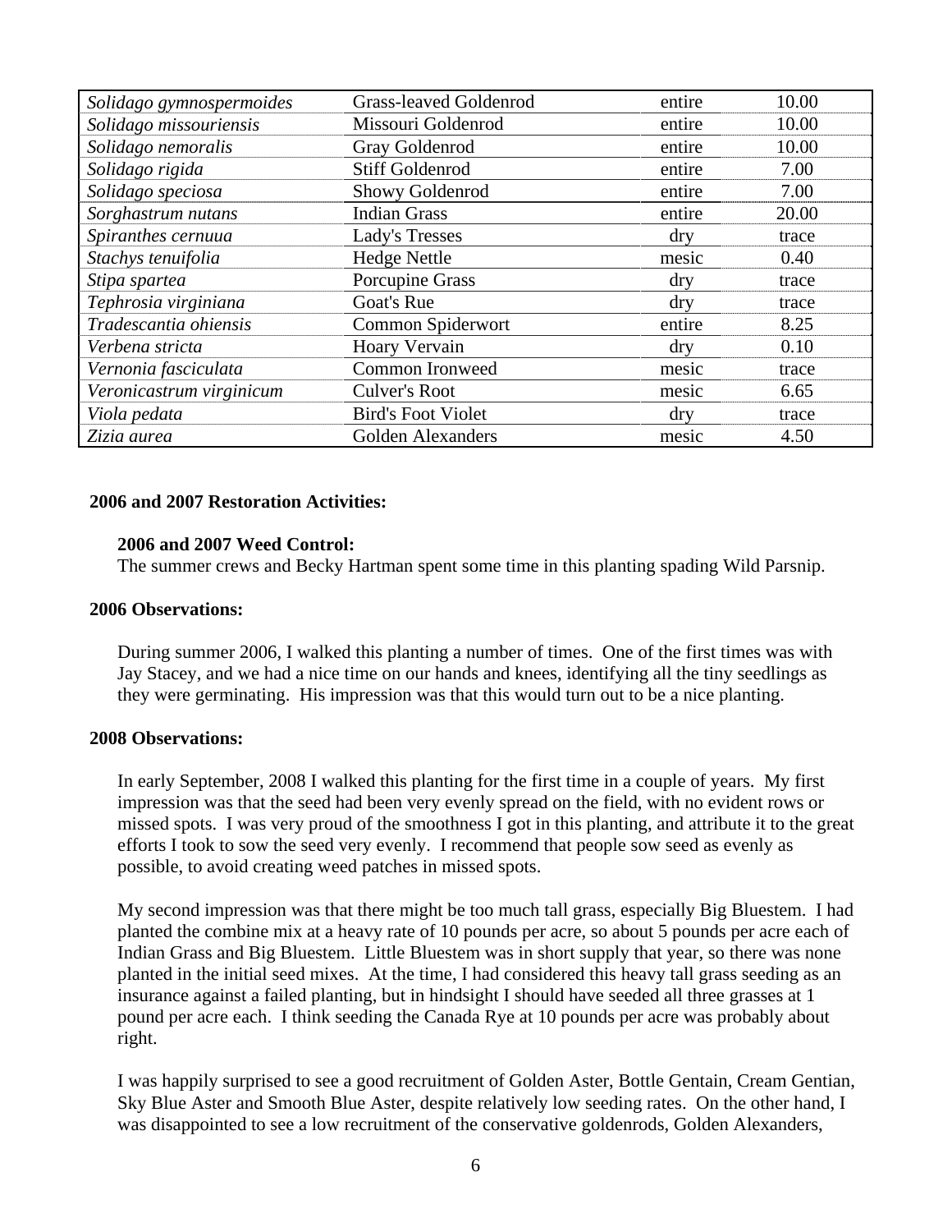| | | | |
|---|---|---|---|
| *Solidago gymnospermoides* | Grass-leaved Goldenrod | entire | 10.00 |
| *Solidago missouriensis* | Missouri Goldenrod | entire | 10.00 |
| *Solidago nemoralis* | Gray Goldenrod | entire | 10.00 |
| *Solidago rigida* | Stiff Goldenrod | entire | 7.00 |
| *Solidago speciosa* | Showy Goldenrod | entire | 7.00 |
| *Sorghastrum nutans* | Indian Grass | entire | 20.00 |
| *Spiranthes cernuua* | Lady's Tresses | dry | trace |
| *Stachys tenuifolia* | Hedge Nettle | mesic | 0.40 |
| *Stipa spartea* | Porcupine Grass | dry | trace |
| *Tephrosia virginiana* | Goat's Rue | dry | trace |
| *Tradescantia ohiensis* | Common Spiderwort | entire | 8.25 |
| *Verbena stricta* | Hoary Vervain | dry | 0.10 |
| *Vernonia fasciculata* | Common Ironweed | mesic | trace |
| *Veronicastrum virginicum* | Culver's Root | mesic | 6.65 |
| *Viola pedata* | Bird's Foot Violet | dry | trace |
| *Zizia aurea* | Golden Alexanders | mesic | 4.50 |

## 2006 and 2007 Restoration Activities:

### 2006 and 2007 Weed Control:

The summer crews and Becky Hartman spent some time in this planting spading Wild Parsnip.

## 2006 Observations:

During summer 2006, I walked this planting a number of times. One of the first times was with Jay Stacey, and we had a nice time on our hands and knees, identifying all the tiny seedlings as they were germinating. His impression was that this would turn out to be a nice planting.

## 2008 Observations:

In early September, 2008 I walked this planting for the first time in a couple of years. My first impression was that the seed had been very evenly spread on the field, with no evident rows or missed spots. I was very proud of the smoothness I got in this planting, and attribute it to the great efforts I took to sow the seed very evenly. I recommend that people sow seed as evenly as possible, to avoid creating weed patches in missed spots.

My second impression was that there might be too much tall grass, especially Big Bluestem. I had planted the combine mix at a heavy rate of 10 pounds per acre, so about 5 pounds per acre each of Indian Grass and Big Bluestem. Little Bluestem was in short supply that year, so there was none planted in the initial seed mixes. At the time, I had considered this heavy tall grass seeding as an insurance against a failed planting, but in hindsight I should have seeded all three grasses at 1 pound per acre each. I think seeding the Canada Rye at 10 pounds per acre was probably about right.

I was happily surprised to see a good recruitment of Golden Aster, Bottle Gentain, Cream Gentian, Sky Blue Aster and Smooth Blue Aster, despite relatively low seeding rates. On the other hand, I was disappointed to see a low recruitment of the conservative goldenrods, Golden Alexanders,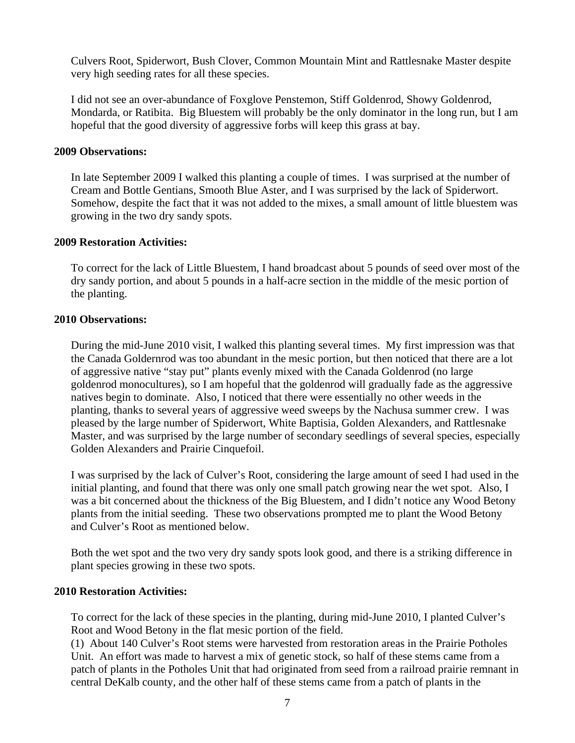Culvers Root, Spiderwort, Bush Clover, Common Mountain Mint and Rattlesnake Master despite very high seeding rates for all these species.

I did not see an over-abundance of Foxglove Penstemon, Stiff Goldenrod, Showy Goldenrod, Mondarda, or Ratibita. Big Bluestem will probably be the only dominator in the long run, but I am hopeful that the good diversity of aggressive forbs will keep this grass at bay.

**2009 Observations:**

In late September 2009 I walked this planting a couple of times. I was surprised at the number of Cream and Bottle Gentians, Smooth Blue Aster, and I was surprised by the lack of Spiderwort. Somehow, despite the fact that it was not added to the mixes, a small amount of little bluestem was growing in the two dry sandy spots.

**2009 Restoration Activities:**

To correct for the lack of Little Bluestem, I hand broadcast about 5 pounds of seed over most of the dry sandy portion, and about 5 pounds in a half-acre section in the middle of the mesic portion of the planting.

**2010 Observations:**

During the mid-June 2010 visit, I walked this planting several times. My first impression was that the Canada Goldernrod was too abundant in the mesic portion, but then noticed that there are a lot of aggressive native "stay put" plants evenly mixed with the Canada Goldenrod (no large goldenrod monocultures), so I am hopeful that the goldenrod will gradually fade as the aggressive natives begin to dominate. Also, I noticed that there were essentially no other weeds in the planting, thanks to several years of aggressive weed sweeps by the Nachusa summer crew. I was pleased by the large number of Spiderwort, White Baptisia, Golden Alexanders, and Rattlesnake Master, and was surprised by the large number of secondary seedlings of several species, especially Golden Alexanders and Prairie Cinquefoil.

I was surprised by the lack of Culver's Root, considering the large amount of seed I had used in the initial planting, and found that there was only one small patch growing near the wet spot. Also, I was a bit concerned about the thickness of the Big Bluestem, and I didn't notice any Wood Betony plants from the initial seeding. These two observations prompted me to plant the Wood Betony and Culver's Root as mentioned below.

Both the wet spot and the two very dry sandy spots look good, and there is a striking difference in plant species growing in these two spots.

**2010 Restoration Activities:**

To correct for the lack of these species in the planting, during mid-June 2010, I planted Culver's Root and Wood Betony in the flat mesic portion of the field.

(1) About 140 Culver's Root stems were harvested from restoration areas in the Prairie Potholes Unit. An effort was made to harvest a mix of genetic stock, so half of these stems came from a patch of plants in the Potholes Unit that had originated from seed from a railroad prairie remnant in central DeKalb county, and the other half of these stems came from a patch of plants in the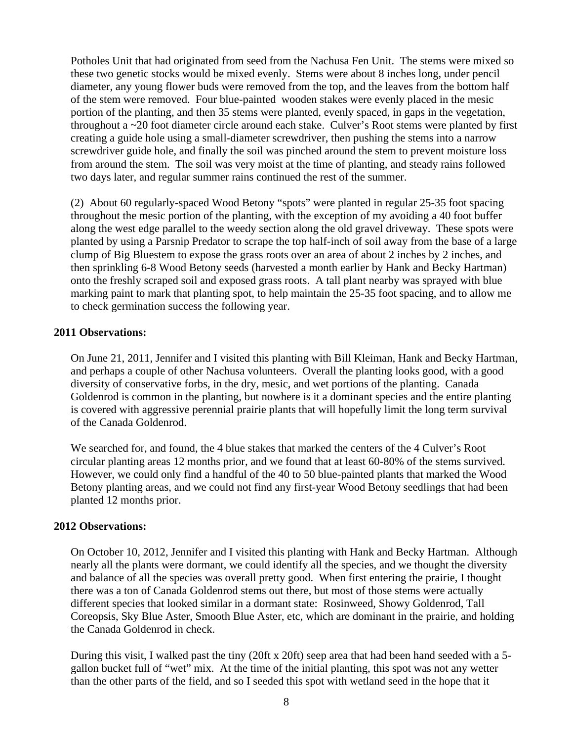Potholes Unit that had originated from seed from the Nachusa Fen Unit. The stems were mixed so these two genetic stocks would be mixed evenly. Stems were about 8 inches long, under pencil diameter, any young flower buds were removed from the top, and the leaves from the bottom half of the stem were removed. Four blue-painted wooden stakes were evenly placed in the mesic portion of the planting, and then 35 stems were planted, evenly spaced, in gaps in the vegetation, throughout a ~20 foot diameter circle around each stake. Culver's Root stems were planted by first creating a guide hole using a small-diameter screwdriver, then pushing the stems into a narrow screwdriver guide hole, and finally the soil was pinched around the stem to prevent moisture loss from around the stem. The soil was very moist at the time of planting, and steady rains followed two days later, and regular summer rains continued the rest of the summer.

(2) About 60 regularly-spaced Wood Betony "spots" were planted in regular 25-35 foot spacing throughout the mesic portion of the planting, with the exception of my avoiding a 40 foot buffer along the west edge parallel to the weedy section along the old gravel driveway. These spots were planted by using a Parsnip Predator to scrape the top half-inch of soil away from the base of a large clump of Big Bluestem to expose the grass roots over an area of about 2 inches by 2 inches, and then sprinkling 6-8 Wood Betony seeds (harvested a month earlier by Hank and Becky Hartman) onto the freshly scraped soil and exposed grass roots. A tall plant nearby was sprayed with blue marking paint to mark that planting spot, to help maintain the 25-35 foot spacing, and to allow me to check germination success the following year.

**2011 Observations:**

On June 21, 2011, Jennifer and I visited this planting with Bill Kleiman, Hank and Becky Hartman, and perhaps a couple of other Nachusa volunteers. Overall the planting looks good, with a good diversity of conservative forbs, in the dry, mesic, and wet portions of the planting. Canada Goldenrod is common in the planting, but nowhere is it a dominant species and the entire planting is covered with aggressive perennial prairie plants that will hopefully limit the long term survival of the Canada Goldenrod.

We searched for, and found, the 4 blue stakes that marked the centers of the 4 Culver's Root circular planting areas 12 months prior, and we found that at least 60-80% of the stems survived. However, we could only find a handful of the 40 to 50 blue-painted plants that marked the Wood Betony planting areas, and we could not find any first-year Wood Betony seedlings that had been planted 12 months prior.

**2012 Observations:**

On October 10, 2012, Jennifer and I visited this planting with Hank and Becky Hartman. Although nearly all the plants were dormant, we could identify all the species, and we thought the diversity and balance of all the species was overall pretty good. When first entering the prairie, I thought there was a ton of Canada Goldenrod stems out there, but most of those stems were actually different species that looked similar in a dormant state: Rosinweed, Showy Goldenrod, Tall Coreopsis, Sky Blue Aster, Smooth Blue Aster, etc, which are dominant in the prairie, and holding the Canada Goldenrod in check.

During this visit, I walked past the tiny (20ft x 20ft) seep area that had been hand seeded with a 5-gallon bucket full of "wet" mix. At the time of the initial planting, this spot was not any wetter than the other parts of the field, and so I seeded this spot with wetland seed in the hope that it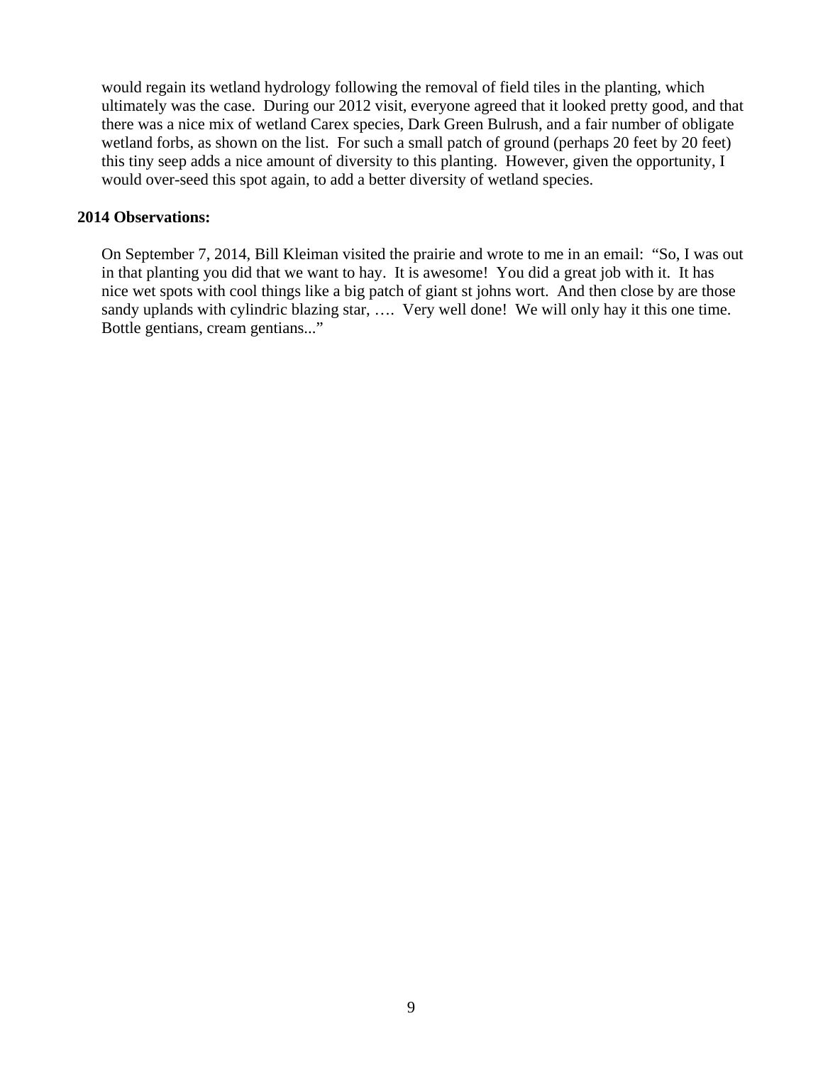would regain its wetland hydrology following the removal of field tiles in the planting, which ultimately was the case. During our 2012 visit, everyone agreed that it looked pretty good, and that there was a nice mix of wetland Carex species, Dark Green Bulrush, and a fair number of obligate wetland forbs, as shown on the list. For such a small patch of ground (perhaps 20 feet by 20 feet) this tiny seep adds a nice amount of diversity to this planting. However, given the opportunity, I would over-seed this spot again, to add a better diversity of wetland species.

**2014 Observations:**

On September 7, 2014, Bill Kleiman visited the prairie and wrote to me in an email: "So, I was out in that planting you did that we want to hay. It is awesome! You did a great job with it. It has nice wet spots with cool things like a big patch of giant st johns wort. And then close by are those sandy uplands with cylindric blazing star, …. Very well done! We will only hay it this one time. Bottle gentians, cream gentians..."